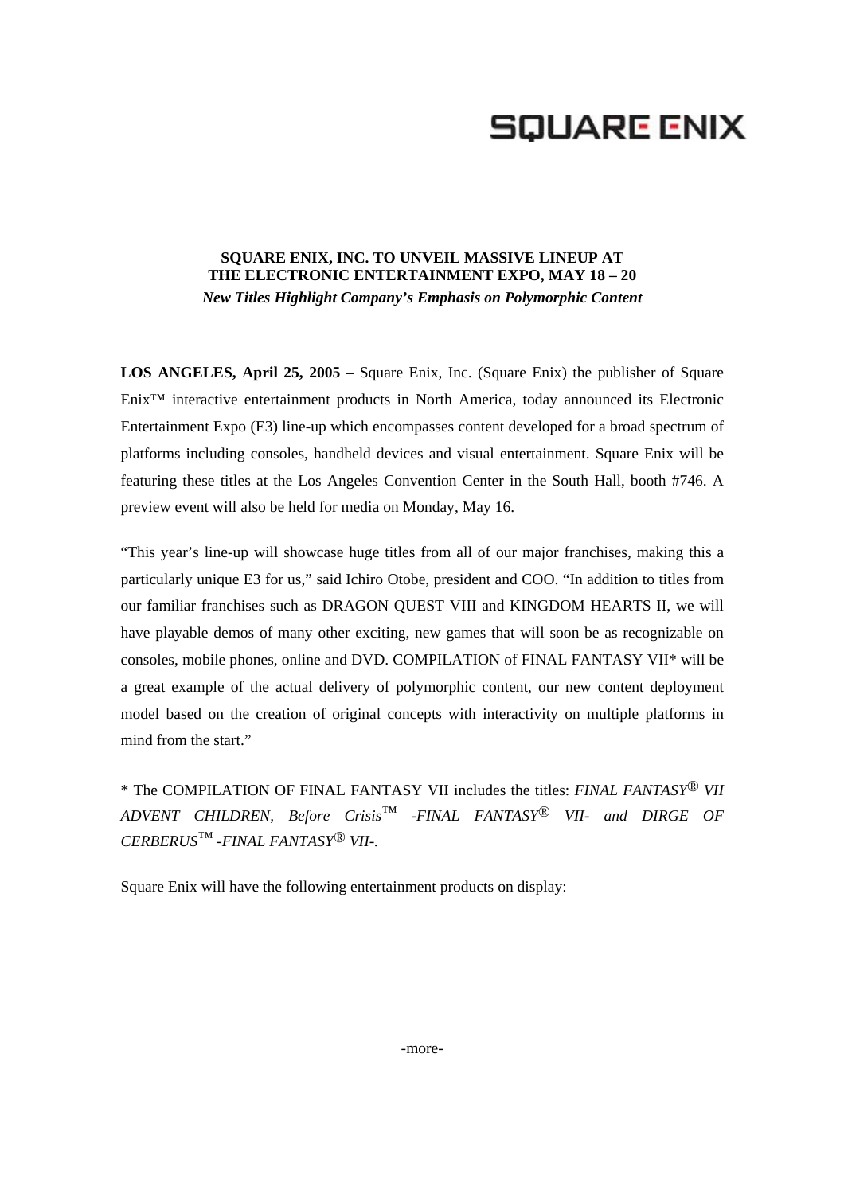SQUARE ENIX

**SQUARE ENIX, INC. TO UNVEIL MASSIVE LINEUP AT THE ELECTRONIC ENTERTAINMENT EXPO, MAY 18 – 20**
***New Titles Highlight Company's Emphasis on Polymorphic Content***

**LOS ANGELES, April 25, 2005** – Square Enix, Inc. (Square Enix) the publisher of Square Enix™ interactive entertainment products in North America, today announced its Electronic Entertainment Expo (E3) line-up which encompasses content developed for a broad spectrum of platforms including consoles, handheld devices and visual entertainment. Square Enix will be featuring these titles at the Los Angeles Convention Center in the South Hall, booth #746. A preview event will also be held for media on Monday, May 16.

"This year's line-up will showcase huge titles from all of our major franchises, making this a particularly unique E3 for us," said Ichiro Otobe, president and COO. "In addition to titles from our familiar franchises such as DRAGON QUEST VIII and KINGDOM HEARTS II, we will have playable demos of many other exciting, new games that will soon be as recognizable on consoles, mobile phones, online and DVD. COMPILATION of FINAL FANTASY VII* will be a great example of the actual delivery of polymorphic content, our new content deployment model based on the creation of original concepts with interactivity on multiple platforms in mind from the start."

* The COMPILATION OF FINAL FANTASY VII includes the titles: *FINAL FANTASY® VII ADVENT CHILDREN*, *Before Crisis™ -FINAL FANTASY® VII-* and *DIRGE OF CERBERUS™ -FINAL FANTASY® VII-*.

Square Enix will have the following entertainment products on display:

-more-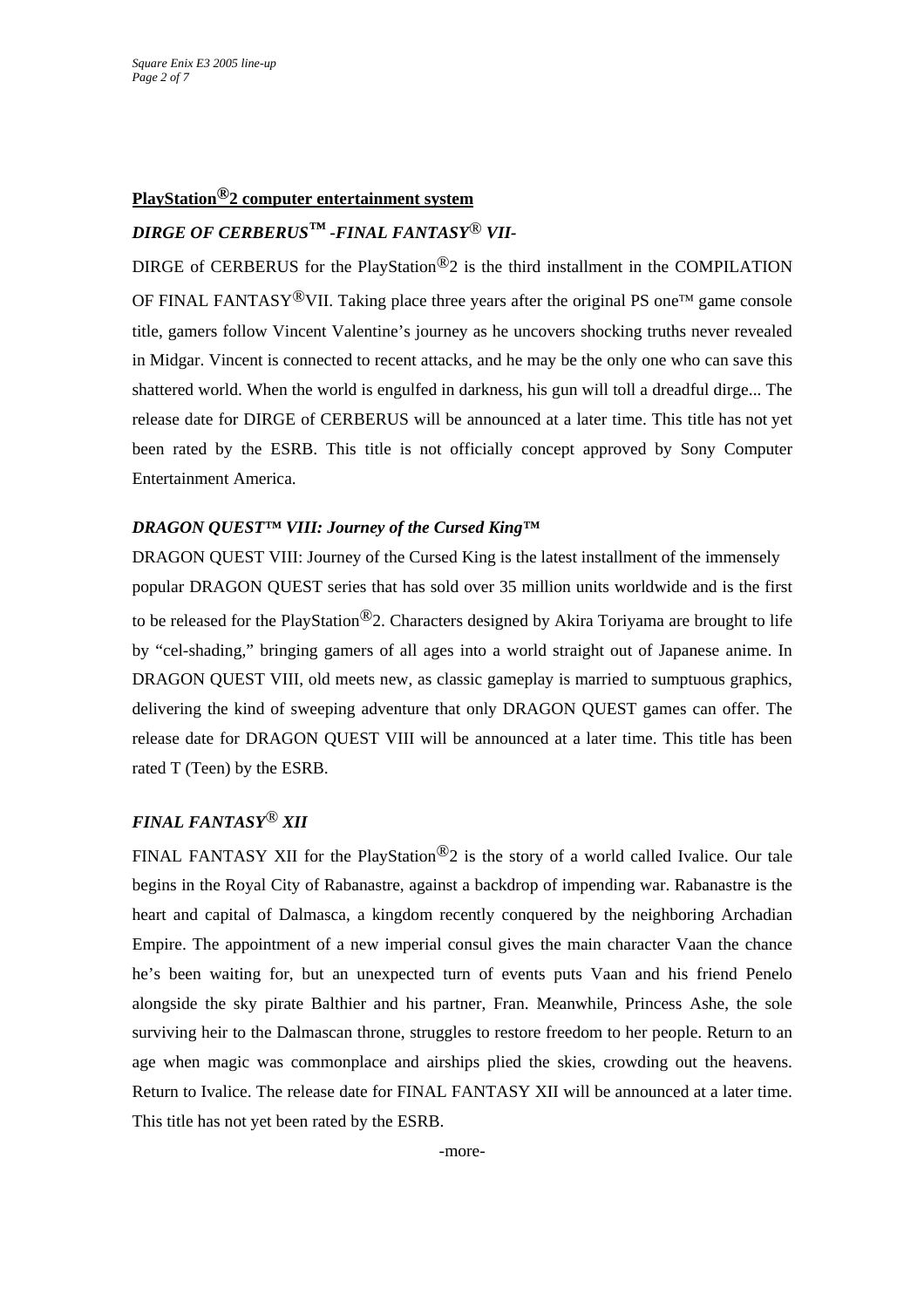**<u>PlayStation®2 computer entertainment system</u>**

***DIRGE OF CERBERUS™ -FINAL FANTASY® VII-***

DIRGE of CERBERUS for the PlayStation®2 is the third installment in the COMPILATION OF FINAL FANTASY®VII. Taking place three years after the original PS one™ game console title, gamers follow Vincent Valentine's journey as he uncovers shocking truths never revealed in Midgar. Vincent is connected to recent attacks, and he may be the only one who can save this shattered world. When the world is engulfed in darkness, his gun will toll a dreadful dirge... The release date for DIRGE of CERBERUS will be announced at a later time. This title has not yet been rated by the ESRB. This title is not officially concept approved by Sony Computer Entertainment America.

***DRAGON QUEST™ VIII: Journey of the Cursed King™***

DRAGON QUEST VIII: Journey of the Cursed King is the latest installment of the immensely popular DRAGON QUEST series that has sold over 35 million units worldwide and is the first to be released for the PlayStation®2. Characters designed by Akira Toriyama are brought to life by "cel-shading," bringing gamers of all ages into a world straight out of Japanese anime. In DRAGON QUEST VIII, old meets new, as classic gameplay is married to sumptuous graphics, delivering the kind of sweeping adventure that only DRAGON QUEST games can offer. The release date for DRAGON QUEST VIII will be announced at a later time. This title has been rated T (Teen) by the ESRB.

***FINAL FANTASY® XII***

FINAL FANTASY XII for the PlayStation®2 is the story of a world called Ivalice. Our tale begins in the Royal City of Rabanastre, against a backdrop of impending war. Rabanastre is the heart and capital of Dalmasca, a kingdom recently conquered by the neighboring Archadian Empire. The appointment of a new imperial consul gives the main character Vaan the chance he's been waiting for, but an unexpected turn of events puts Vaan and his friend Penelo alongside the sky pirate Balthier and his partner, Fran. Meanwhile, Princess Ashe, the sole surviving heir to the Dalmascan throne, struggles to restore freedom to her people. Return to an age when magic was commonplace and airships plied the skies, crowding out the heavens. Return to Ivalice. The release date for FINAL FANTASY XII will be announced at a later time. This title has not yet been rated by the ESRB.

-more-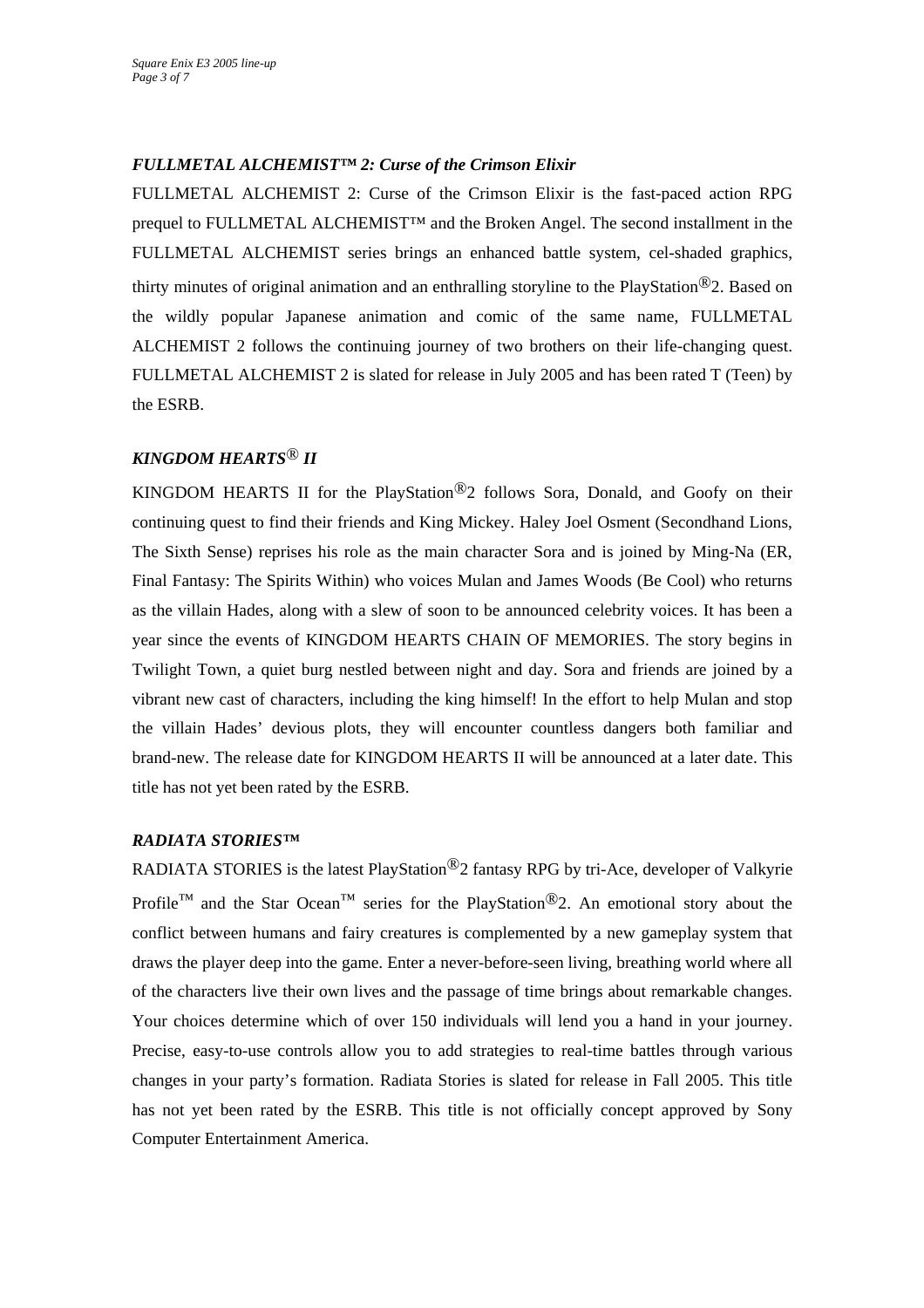### *FULLMETAL ALCHEMIST™ 2: Curse of the Crimson Elixir*

FULLMETAL ALCHEMIST 2: Curse of the Crimson Elixir is the fast-paced action RPG prequel to FULLMETAL ALCHEMIST™ and the Broken Angel. The second installment in the FULLMETAL ALCHEMIST series brings an enhanced battle system, cel-shaded graphics, thirty minutes of original animation and an enthralling storyline to the PlayStation®2. Based on the wildly popular Japanese animation and comic of the same name, FULLMETAL ALCHEMIST 2 follows the continuing journey of two brothers on their life-changing quest. FULLMETAL ALCHEMIST 2 is slated for release in July 2005 and has been rated T (Teen) by the ESRB.

### *KINGDOM HEARTS® II*

KINGDOM HEARTS II for the PlayStation®2 follows Sora, Donald, and Goofy on their continuing quest to find their friends and King Mickey. Haley Joel Osment (Secondhand Lions, The Sixth Sense) reprises his role as the main character Sora and is joined by Ming-Na (ER, Final Fantasy: The Spirits Within) who voices Mulan and James Woods (Be Cool) who returns as the villain Hades, along with a slew of soon to be announced celebrity voices. It has been a year since the events of KINGDOM HEARTS CHAIN OF MEMORIES. The story begins in Twilight Town, a quiet burg nestled between night and day. Sora and friends are joined by a vibrant new cast of characters, including the king himself! In the effort to help Mulan and stop the villain Hades' devious plots, they will encounter countless dangers both familiar and brand-new. The release date for KINGDOM HEARTS II will be announced at a later date. This title has not yet been rated by the ESRB.

### *RADIATA STORIES™*

RADIATA STORIES is the latest PlayStation®2 fantasy RPG by tri-Ace, developer of Valkyrie Profile™ and the Star Ocean™ series for the PlayStation®2. An emotional story about the conflict between humans and fairy creatures is complemented by a new gameplay system that draws the player deep into the game. Enter a never-before-seen living, breathing world where all of the characters live their own lives and the passage of time brings about remarkable changes. Your choices determine which of over 150 individuals will lend you a hand in your journey. Precise, easy-to-use controls allow you to add strategies to real-time battles through various changes in your party's formation. Radiata Stories is slated for release in Fall 2005. This title has not yet been rated by the ESRB. This title is not officially concept approved by Sony Computer Entertainment America.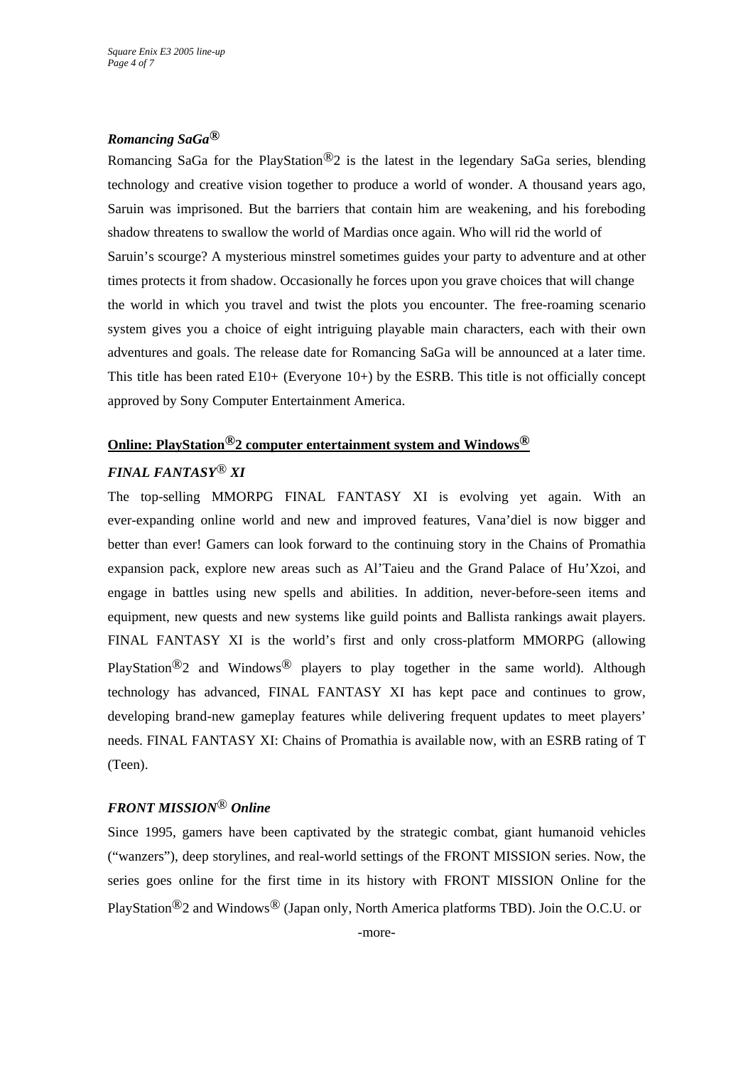### *Romancing SaGa®*

Romancing SaGa for the PlayStation®2 is the latest in the legendary SaGa series, blending technology and creative vision together to produce a world of wonder. A thousand years ago, Saruin was imprisoned. But the barriers that contain him are weakening, and his foreboding shadow threatens to swallow the world of Mardias once again. Who will rid the world of Saruin's scourge? A mysterious minstrel sometimes guides your party to adventure and at other times protects it from shadow. Occasionally he forces upon you grave choices that will change the world in which you travel and twist the plots you encounter. The free-roaming scenario system gives you a choice of eight intriguing playable main characters, each with their own adventures and goals. The release date for Romancing SaGa will be announced at a later time. This title has been rated E10+ (Everyone 10+) by the ESRB. This title is not officially concept approved by Sony Computer Entertainment America.

## Online: PlayStation®2 computer entertainment system and Windows®

### *FINAL FANTASY® XI*

The top-selling MMORPG FINAL FANTASY XI is evolving yet again. With an ever-expanding online world and new and improved features, Vana'diel is now bigger and better than ever! Gamers can look forward to the continuing story in the Chains of Promathia expansion pack, explore new areas such as Al'Taieu and the Grand Palace of Hu'Xzoi, and engage in battles using new spells and abilities. In addition, never-before-seen items and equipment, new quests and new systems like guild points and Ballista rankings await players. FINAL FANTASY XI is the world's first and only cross-platform MMORPG (allowing PlayStation®2 and Windows® players to play together in the same world). Although technology has advanced, FINAL FANTASY XI has kept pace and continues to grow, developing brand-new gameplay features while delivering frequent updates to meet players' needs. FINAL FANTASY XI: Chains of Promathia is available now, with an ESRB rating of T (Teen).

### *FRONT MISSION® Online*

Since 1995, gamers have been captivated by the strategic combat, giant humanoid vehicles ("wanzers"), deep storylines, and real-world settings of the FRONT MISSION series. Now, the series goes online for the first time in its history with FRONT MISSION Online for the PlayStation®2 and Windows® (Japan only, North America platforms TBD). Join the O.C.U. or

-more-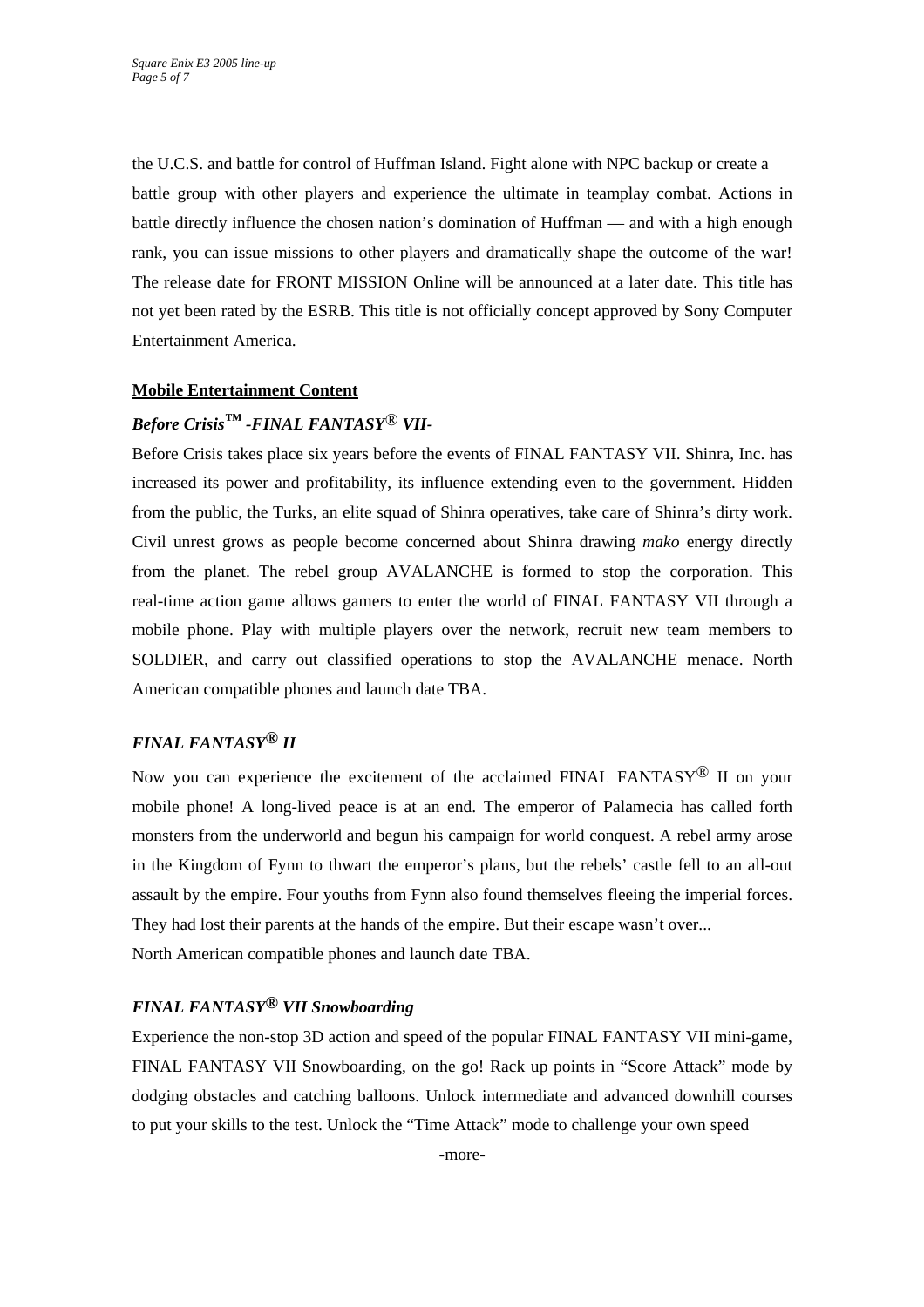the U.C.S. and battle for control of Huffman Island. Fight alone with NPC backup or create a battle group with other players and experience the ultimate in teamplay combat. Actions in battle directly influence the chosen nation's domination of Huffman — and with a high enough rank, you can issue missions to other players and dramatically shape the outcome of the war! The release date for FRONT MISSION Online will be announced at a later date. This title has not yet been rated by the ESRB. This title is not officially concept approved by Sony Computer Entertainment America.

**Mobile Entertainment Content**

***Before Crisis™ -FINAL FANTASY® VII-***

Before Crisis takes place six years before the events of FINAL FANTASY VII. Shinra, Inc. has increased its power and profitability, its influence extending even to the government. Hidden from the public, the Turks, an elite squad of Shinra operatives, take care of Shinra's dirty work. Civil unrest grows as people become concerned about Shinra drawing *mako* energy directly from the planet. The rebel group AVALANCHE is formed to stop the corporation. This real-time action game allows gamers to enter the world of FINAL FANTASY VII through a mobile phone. Play with multiple players over the network, recruit new team members to SOLDIER, and carry out classified operations to stop the AVALANCHE menace. North American compatible phones and launch date TBA.

***FINAL FANTASY® II***

Now you can experience the excitement of the acclaimed FINAL FANTASY® II on your mobile phone! A long-lived peace is at an end. The emperor of Palamecia has called forth monsters from the underworld and begun his campaign for world conquest. A rebel army arose in the Kingdom of Fynn to thwart the emperor's plans, but the rebels' castle fell to an all-out assault by the empire. Four youths from Fynn also found themselves fleeing the imperial forces. They had lost their parents at the hands of the empire. But their escape wasn't over...
North American compatible phones and launch date TBA.

***FINAL FANTASY® VII Snowboarding***

Experience the non-stop 3D action and speed of the popular FINAL FANTASY VII mini-game, FINAL FANTASY VII Snowboarding, on the go! Rack up points in "Score Attack" mode by dodging obstacles and catching balloons. Unlock intermediate and advanced downhill courses to put your skills to the test. Unlock the "Time Attack" mode to challenge your own speed

-more-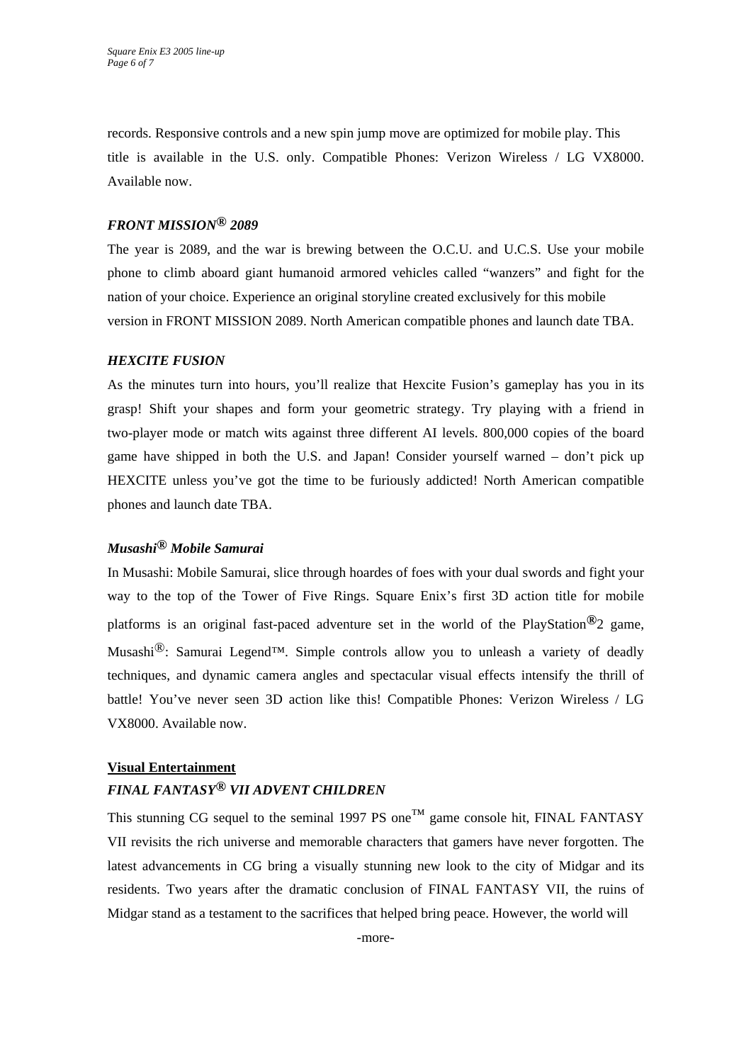records. Responsive controls and a new spin jump move are optimized for mobile play. This title is available in the U.S. only. Compatible Phones: Verizon Wireless / LG VX8000. Available now.

### *FRONT MISSION® 2089*

The year is 2089, and the war is brewing between the O.C.U. and U.C.S. Use your mobile phone to climb aboard giant humanoid armored vehicles called "wanzers" and fight for the nation of your choice. Experience an original storyline created exclusively for this mobile version in FRONT MISSION 2089. North American compatible phones and launch date TBA.

### *HEXCITE FUSION*

As the minutes turn into hours, you'll realize that Hexcite Fusion's gameplay has you in its grasp! Shift your shapes and form your geometric strategy. Try playing with a friend in two-player mode or match wits against three different AI levels. 800,000 copies of the board game have shipped in both the U.S. and Japan! Consider yourself warned – don't pick up HEXCITE unless you've got the time to be furiously addicted! North American compatible phones and launch date TBA.

### *Musashi® Mobile Samurai*

In Musashi: Mobile Samurai, slice through hoardes of foes with your dual swords and fight your way to the top of the Tower of Five Rings. Square Enix's first 3D action title for mobile platforms is an original fast-paced adventure set in the world of the PlayStation®2 game, Musashi®: Samurai Legend™. Simple controls allow you to unleash a variety of deadly techniques, and dynamic camera angles and spectacular visual effects intensify the thrill of battle! You've never seen 3D action like this! Compatible Phones: Verizon Wireless / LG VX8000. Available now.

## Visual Entertainment

### *FINAL FANTASY® VII ADVENT CHILDREN*

This stunning CG sequel to the seminal 1997 PS one™ game console hit, FINAL FANTASY VII revisits the rich universe and memorable characters that gamers have never forgotten. The latest advancements in CG bring a visually stunning new look to the city of Midgar and its residents. Two years after the dramatic conclusion of FINAL FANTASY VII, the ruins of Midgar stand as a testament to the sacrifices that helped bring peace. However, the world will

-more-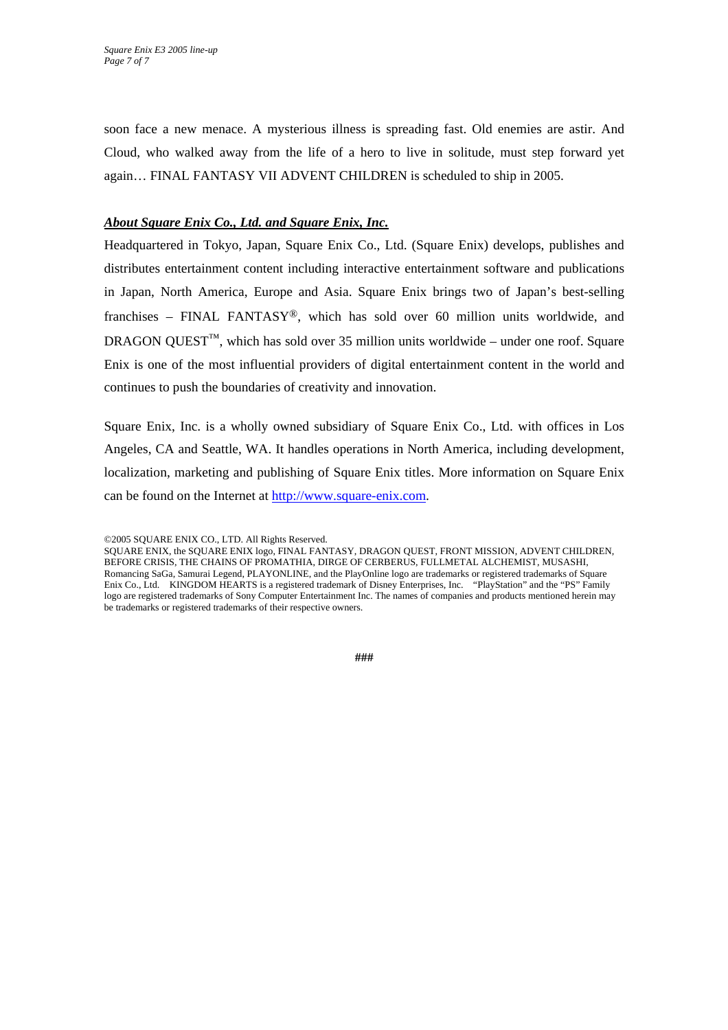soon face a new menace. A mysterious illness is spreading fast. Old enemies are astir. And Cloud, who walked away from the life of a hero to live in solitude, must step forward yet again… FINAL FANTASY VII ADVENT CHILDREN is scheduled to ship in 2005.

***About Square Enix Co., Ltd. and Square Enix, Inc.***

Headquartered in Tokyo, Japan, Square Enix Co., Ltd. (Square Enix) develops, publishes and distributes entertainment content including interactive entertainment software and publications in Japan, North America, Europe and Asia. Square Enix brings two of Japan's best-selling franchises – FINAL FANTASY®, which has sold over 60 million units worldwide, and DRAGON QUEST™, which has sold over 35 million units worldwide – under one roof. Square Enix is one of the most influential providers of digital entertainment content in the world and continues to push the boundaries of creativity and innovation.

Square Enix, Inc. is a wholly owned subsidiary of Square Enix Co., Ltd. with offices in Los Angeles, CA and Seattle, WA. It handles operations in North America, including development, localization, marketing and publishing of Square Enix titles. More information on Square Enix can be found on the Internet at [http://www.square-enix.com](http://www.square-enix.com).

©2005 SQUARE ENIX CO., LTD. All Rights Reserved.
SQUARE ENIX, the SQUARE ENIX logo, FINAL FANTASY, DRAGON QUEST, FRONT MISSION, ADVENT CHILDREN, BEFORE CRISIS, THE CHAINS OF PROMATHIA, DIRGE OF CERBERUS, FULLMETAL ALCHEMIST, MUSASHI, Romancing SaGa, Samurai Legend, PLAYONLINE, and the PlayOnline logo are trademarks or registered trademarks of Square Enix Co., Ltd. KINGDOM HEARTS is a registered trademark of Disney Enterprises, Inc. "PlayStation" and the "PS" Family logo are registered trademarks of Sony Computer Entertainment Inc. The names of companies and products mentioned herein may be trademarks or registered trademarks of their respective owners.

###